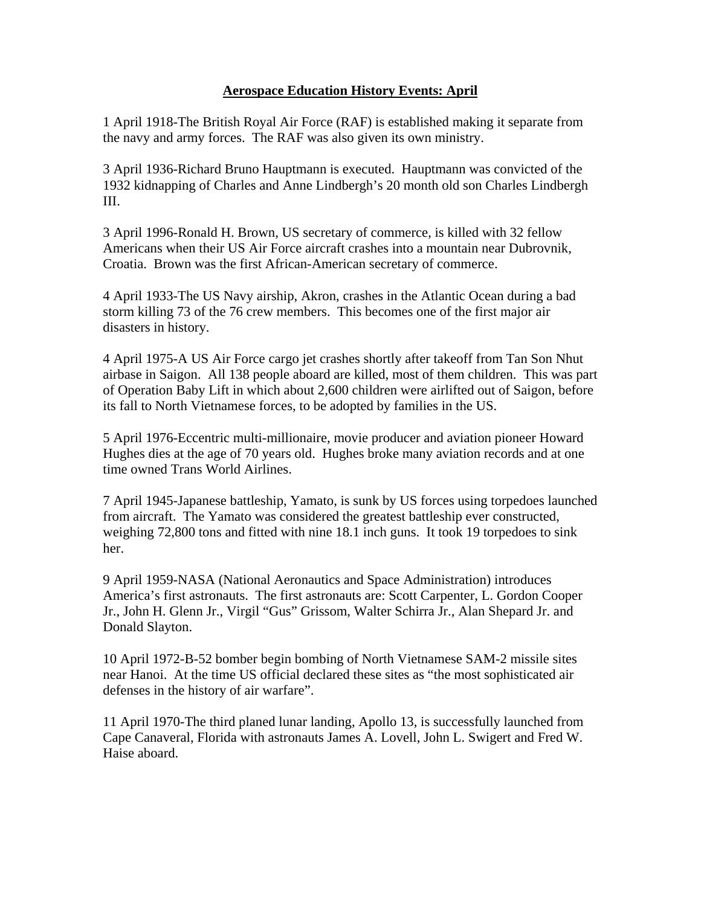# Aerospace Education History Events: April

1 April 1918-The British Royal Air Force (RAF) is established making it separate from the navy and army forces. The RAF was also given its own ministry.

3 April 1936-Richard Bruno Hauptmann is executed. Hauptmann was convicted of the 1932 kidnapping of Charles and Anne Lindbergh's 20 month old son Charles Lindbergh III.

3 April 1996-Ronald H. Brown, US secretary of commerce, is killed with 32 fellow Americans when their US Air Force aircraft crashes into a mountain near Dubrovnik, Croatia. Brown was the first African-American secretary of commerce.

4 April 1933-The US Navy airship, Akron, crashes in the Atlantic Ocean during a bad storm killing 73 of the 76 crew members. This becomes one of the first major air disasters in history.

4 April 1975-A US Air Force cargo jet crashes shortly after takeoff from Tan Son Nhut airbase in Saigon. All 138 people aboard are killed, most of them children. This was part of Operation Baby Lift in which about 2,600 children were airlifted out of Saigon, before its fall to North Vietnamese forces, to be adopted by families in the US.

5 April 1976-Eccentric multi-millionaire, movie producer and aviation pioneer Howard Hughes dies at the age of 70 years old. Hughes broke many aviation records and at one time owned Trans World Airlines.

7 April 1945-Japanese battleship, Yamato, is sunk by US forces using torpedoes launched from aircraft. The Yamato was considered the greatest battleship ever constructed, weighing 72,800 tons and fitted with nine 18.1 inch guns. It took 19 torpedoes to sink her.

9 April 1959-NASA (National Aeronautics and Space Administration) introduces America's first astronauts. The first astronauts are: Scott Carpenter, L. Gordon Cooper Jr., John H. Glenn Jr., Virgil "Gus" Grissom, Walter Schirra Jr., Alan Shepard Jr. and Donald Slayton.

10 April 1972-B-52 bomber begin bombing of North Vietnamese SAM-2 missile sites near Hanoi. At the time US official declared these sites as "the most sophisticated air defenses in the history of air warfare".

11 April 1970-The third planed lunar landing, Apollo 13, is successfully launched from Cape Canaveral, Florida with astronauts James A. Lovell, John L. Swigert and Fred W. Haise aboard.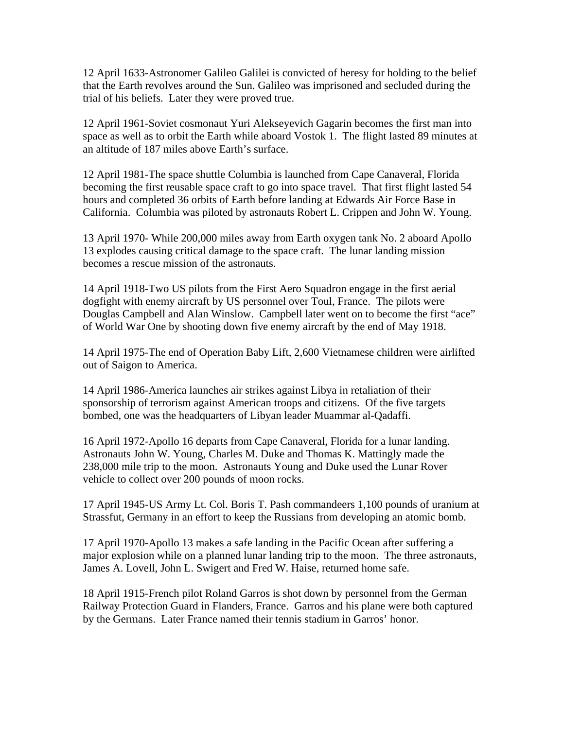12 April 1633-Astronomer Galileo Galilei is convicted of heresy for holding to the belief that the Earth revolves around the Sun. Galileo was imprisoned and secluded during the trial of his beliefs. Later they were proved true.

12 April 1961-Soviet cosmonaut Yuri Alekseyevich Gagarin becomes the first man into space as well as to orbit the Earth while aboard Vostok 1. The flight lasted 89 minutes at an altitude of 187 miles above Earth's surface.

12 April 1981-The space shuttle Columbia is launched from Cape Canaveral, Florida becoming the first reusable space craft to go into space travel. That first flight lasted 54 hours and completed 36 orbits of Earth before landing at Edwards Air Force Base in California. Columbia was piloted by astronauts Robert L. Crippen and John W. Young.

13 April 1970- While 200,000 miles away from Earth oxygen tank No. 2 aboard Apollo 13 explodes causing critical damage to the space craft. The lunar landing mission becomes a rescue mission of the astronauts.

14 April 1918-Two US pilots from the First Aero Squadron engage in the first aerial dogfight with enemy aircraft by US personnel over Toul, France. The pilots were Douglas Campbell and Alan Winslow. Campbell later went on to become the first "ace" of World War One by shooting down five enemy aircraft by the end of May 1918.

14 April 1975-The end of Operation Baby Lift, 2,600 Vietnamese children were airlifted out of Saigon to America.

14 April 1986-America launches air strikes against Libya in retaliation of their sponsorship of terrorism against American troops and citizens. Of the five targets bombed, one was the headquarters of Libyan leader Muammar al-Qadaffi.

16 April 1972-Apollo 16 departs from Cape Canaveral, Florida for a lunar landing. Astronauts John W. Young, Charles M. Duke and Thomas K. Mattingly made the 238,000 mile trip to the moon. Astronauts Young and Duke used the Lunar Rover vehicle to collect over 200 pounds of moon rocks.

17 April 1945-US Army Lt. Col. Boris T. Pash commandeers 1,100 pounds of uranium at Strassfut, Germany in an effort to keep the Russians from developing an atomic bomb.

17 April 1970-Apollo 13 makes a safe landing in the Pacific Ocean after suffering a major explosion while on a planned lunar landing trip to the moon. The three astronauts, James A. Lovell, John L. Swigert and Fred W. Haise, returned home safe.

18 April 1915-French pilot Roland Garros is shot down by personnel from the German Railway Protection Guard in Flanders, France. Garros and his plane were both captured by the Germans. Later France named their tennis stadium in Garros' honor.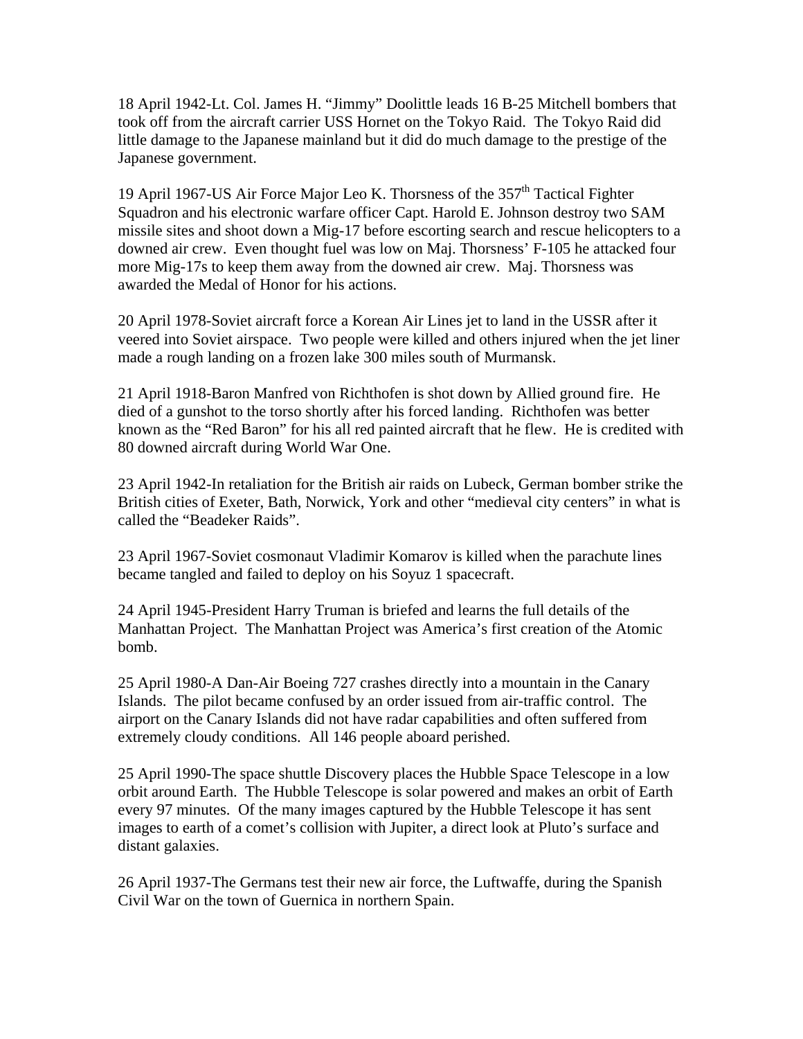18 April 1942-Lt. Col. James H. "Jimmy" Doolittle leads 16 B-25 Mitchell bombers that took off from the aircraft carrier USS Hornet on the Tokyo Raid. The Tokyo Raid did little damage to the Japanese mainland but it did do much damage to the prestige of the Japanese government.

19 April 1967-US Air Force Major Leo K. Thorsness of the 357th Tactical Fighter Squadron and his electronic warfare officer Capt. Harold E. Johnson destroy two SAM missile sites and shoot down a Mig-17 before escorting search and rescue helicopters to a downed air crew. Even thought fuel was low on Maj. Thorsness' F-105 he attacked four more Mig-17s to keep them away from the downed air crew. Maj. Thorsness was awarded the Medal of Honor for his actions.

20 April 1978-Soviet aircraft force a Korean Air Lines jet to land in the USSR after it veered into Soviet airspace. Two people were killed and others injured when the jet liner made a rough landing on a frozen lake 300 miles south of Murmansk.

21 April 1918-Baron Manfred von Richthofen is shot down by Allied ground fire. He died of a gunshot to the torso shortly after his forced landing. Richthofen was better known as the "Red Baron" for his all red painted aircraft that he flew. He is credited with 80 downed aircraft during World War One.

23 April 1942-In retaliation for the British air raids on Lubeck, German bomber strike the British cities of Exeter, Bath, Norwick, York and other "medieval city centers" in what is called the "Beadeker Raids".

23 April 1967-Soviet cosmonaut Vladimir Komarov is killed when the parachute lines became tangled and failed to deploy on his Soyuz 1 spacecraft.

24 April 1945-President Harry Truman is briefed and learns the full details of the Manhattan Project. The Manhattan Project was America's first creation of the Atomic bomb.

25 April 1980-A Dan-Air Boeing 727 crashes directly into a mountain in the Canary Islands. The pilot became confused by an order issued from air-traffic control. The airport on the Canary Islands did not have radar capabilities and often suffered from extremely cloudy conditions. All 146 people aboard perished.

25 April 1990-The space shuttle Discovery places the Hubble Space Telescope in a low orbit around Earth. The Hubble Telescope is solar powered and makes an orbit of Earth every 97 minutes. Of the many images captured by the Hubble Telescope it has sent images to earth of a comet's collision with Jupiter, a direct look at Pluto's surface and distant galaxies.

26 April 1937-The Germans test their new air force, the Luftwaffe, during the Spanish Civil War on the town of Guernica in northern Spain.